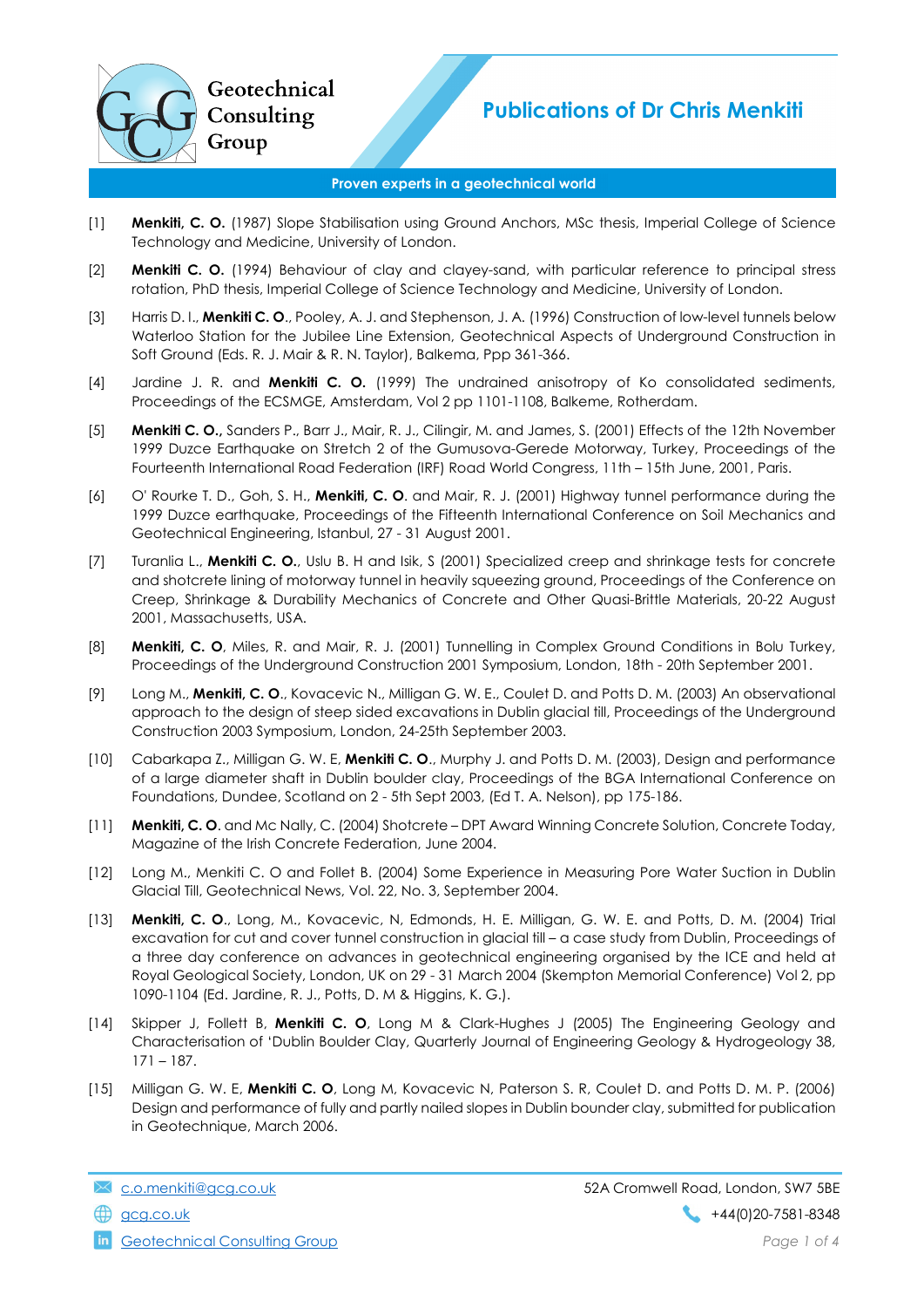Geotechnical Consulting Group

# Publications of Dr Chris Menkiti

**Proven experts in a geotechnical world**

[1] **Menkiti, C. O.** (1987) Slope Stabilisation using Ground Anchors, MSc thesis, Imperial College of Science Technology and Medicine, University of London.

[2] **Menkiti C. O.** (1994) Behaviour of clay and clayey-sand, with particular reference to principal stress rotation, PhD thesis, Imperial College of Science Technology and Medicine, University of London.

[3] Harris D. I., **Menkiti C. O**., Pooley, A. J. and Stephenson, J. A. (1996) Construction of low-level tunnels below Waterloo Station for the Jubilee Line Extension, Geotechnical Aspects of Underground Construction in Soft Ground (Eds. R. J. Mair & R. N. Taylor), Balkema, Ppp 361-366.

[4] Jardine J. R. and **Menkiti C. O.** (1999) The undrained anisotropy of Ko consolidated sediments, Proceedings of the ECSMGE, Amsterdam, Vol 2 pp 1101-1108, Balkeme, Rotherdam.

[5] **Menkiti C. O.,** Sanders P., Barr J., Mair, R. J., Cilingir, M. and James, S. (2001) Effects of the 12th November 1999 Duzce Earthquake on Stretch 2 of the Gumusova-Gerede Motorway, Turkey, Proceedings of the Fourteenth International Road Federation (IRF) Road World Congress, 11th – 15th June, 2001, Paris.

[6] O' Rourke T. D., Goh, S. H., **Menkiti, C. O**. and Mair, R. J. (2001) Highway tunnel performance during the 1999 Duzce earthquake, Proceedings of the Fifteenth International Conference on Soil Mechanics and Geotechnical Engineering, Istanbul, 27 - 31 August 2001.

[7] Turanlia L., **Menkiti C. O.**, Uslu B. H and Isik, S (2001) Specialized creep and shrinkage tests for concrete and shotcrete lining of motorway tunnel in heavily squeezing ground, Proceedings of the Conference on Creep, Shrinkage & Durability Mechanics of Concrete and Other Quasi-Brittle Materials, 20-22 August 2001, Massachusetts, USA.

[8] **Menkiti, C. O**, Miles, R. and Mair, R. J. (2001) Tunnelling in Complex Ground Conditions in Bolu Turkey, Proceedings of the Underground Construction 2001 Symposium, London, 18th - 20th September 2001.

[9] Long M., **Menkiti, C. O**., Kovacevic N., Milligan G. W. E., Coulet D. and Potts D. M. (2003) An observational approach to the design of steep sided excavations in Dublin glacial till, Proceedings of the Underground Construction 2003 Symposium, London, 24-25th September 2003.

[10] Cabarkapa Z., Milligan G. W. E, **Menkiti C. O**., Murphy J. and Potts D. M. (2003), Design and performance of a large diameter shaft in Dublin boulder clay, Proceedings of the BGA International Conference on Foundations, Dundee, Scotland on 2 - 5th Sept 2003, (Ed T. A. Nelson), pp 175-186.

[11] **Menkiti, C. O**. and Mc Nally, C. (2004) Shotcrete – DPT Award Winning Concrete Solution, Concrete Today, Magazine of the Irish Concrete Federation, June 2004.

[12] Long M., Menkiti C. O and Follet B. (2004) Some Experience in Measuring Pore Water Suction in Dublin Glacial Till, Geotechnical News, Vol. 22, No. 3, September 2004.

[13] **Menkiti, C. O**., Long, M., Kovacevic, N, Edmonds, H. E. Milligan, G. W. E. and Potts, D. M. (2004) Trial excavation for cut and cover tunnel construction in glacial till – a case study from Dublin, Proceedings of a three day conference on advances in geotechnical engineering organised by the ICE and held at Royal Geological Society, London, UK on 29 - 31 March 2004 (Skempton Memorial Conference) Vol 2, pp 1090-1104 (Ed. Jardine, R. J., Potts, D. M & Higgins, K. G.).

[14] Skipper J, Follett B, **Menkiti C. O**, Long M & Clark-Hughes J (2005) The Engineering Geology and Characterisation of 'Dublin Boulder Clay, Quarterly Journal of Engineering Geology & Hydrogeology 38, 171 – 187.

[15] Milligan G. W. E, **Menkiti C. O**, Long M, Kovacevic N, Paterson S. R, Coulet D. and Potts D. M. P. (2006) Design and performance of fully and partly nailed slopes in Dublin bounder clay, submitted for publication in Geotechnique, March 2006.

c.o.menkiti@gcg.co.uk
gcg.co.uk
Geotechnical Consulting Group
52A Cromwell Road, London, SW7 5BE
+44(0)20-7581-8348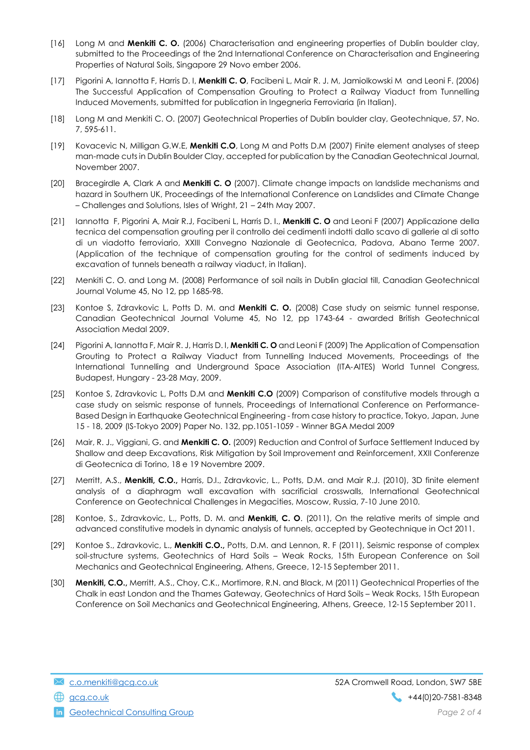[16] Long M and **Menkiti C. O.** (2006) Characterisation and engineering properties of Dublin boulder clay, submitted to the Proceedings of the 2nd International Conference on Characterisation and Engineering Properties of Natural Soils, Singapore 29 Novo ember 2006.

[17] Pigorini A, Iannotta F, Harris D. I, **Menkiti C. O**, Facibeni L, Mair R. J. M, Jamiolkowski M and Leoni F. (2006) The Successful Application of Compensation Grouting to Protect a Railway Viaduct from Tunnelling Induced Movements, submitted for publication in Ingegneria Ferroviaria (in Italian).

[18] Long M and Menkiti C. O. (2007) Geotechnical Properties of Dublin boulder clay, Geotechnique, 57, No. 7, 595-611.

[19] Kovacevic N, Milligan G.W.E, **Menkiti C.O**, Long M and Potts D.M (2007) Finite element analyses of steep man-made cuts in Dublin Boulder Clay, accepted for publication by the Canadian Geotechnical Journal, November 2007.

[20] Bracegirdle A, Clark A and **Menkiti C. O** (2007). Climate change impacts on landslide mechanisms and hazard in Southern UK, Proceedings of the International Conference on Landslides and Climate Change – Challenges and Solutions, Isles of Wright, 21 – 24th May 2007.

[21] Iannotta F, Pigorini A, Mair R.J, Facibeni L, Harris D. I., **Menkiti C. O** and Leoni F (2007) Applicazione della tecnica del compensation grouting per il controllo dei cedimenti indotti dallo scavo di gallerie al di sotto di un viadotto ferroviario, XXIII Convegno Nazionale di Geotecnica, Padova, Abano Terme 2007. (Application of the technique of compensation grouting for the control of sediments induced by excavation of tunnels beneath a railway viaduct, in Italian).

[22] Menkiti C. O. and Long M. (2008) Performance of soil nails in Dublin glacial till, Canadian Geotechnical Journal Volume 45, No 12, pp 1685-98.

[23] Kontoe S, Zdravkovic L, Potts D. M. and **Menkiti C. O.** (2008) Case study on seismic tunnel response, Canadian Geotechnical Journal Volume 45, No 12, pp 1743-64 - awarded British Geotechnical Association Medal 2009.

[24] Pigorini A, Iannotta F, Mair R. J, Harris D. I, **Menkiti C. O** and Leoni F (2009) The Application of Compensation Grouting to Protect a Railway Viaduct from Tunnelling Induced Movements, Proceedings of the International Tunnelling and Underground Space Association (ITA-AITES) World Tunnel Congress, Budapest, Hungary - 23-28 May, 2009.

[25] Kontoe S, Zdravkovic L, Potts D.M and **Menkiti C.O** (2009) Comparison of constitutive models through a case study on seismic response of tunnels, Proceedings of International Conference on Performance-Based Design in Earthquake Geotechnical Engineering - from case history to practice, Tokyo, Japan, June 15 - 18, 2009 (IS-Tokyo 2009) Paper No. 132, pp.1051-1059 - Winner BGA Medal 2009

[26] Mair, R. J., Viggiani, G. and **Menkiti C. O.** (2009) Reduction and Control of Surface Settlement Induced by Shallow and deep Excavations, Risk Mitigation by Soil Improvement and Reinforcement, XXII Conferenze di Geotecnica di Torino, 18 e 19 Novembre 2009.

[27] Merritt, A.S., **Menkiti, C.O.,** Harris, D.I., Zdravkovic, L., Potts, D.M. and Mair R.J. (2010), 3D finite element analysis of a diaphragm wall excavation with sacrificial crosswalls, International Geotechnical Conference on Geotechnical Challenges in Megacities, Moscow, Russia, 7-10 June 2010.

[28] Kontoe, S., Zdravkovic, L., Potts, D. M. and **Menkiti, C. O**. (2011), On the relative merits of simple and advanced constitutive models in dynamic analysis of tunnels, accepted by Geotechnique in Oct 2011.

[29] Kontoe S., Zdravkovic, L., **Menkiti C.O.,** Potts, D.M. and Lennon, R. F (2011), Seismic response of complex soil-structure systems, Geotechnics of Hard Soils – Weak Rocks, 15th European Conference on Soil Mechanics and Geotechnical Engineering, Athens, Greece, 12-15 September 2011.

[30] **Menkiti, C.O.,** Merritt, A.S., Choy, C.K., Mortimore, R.N. and Black, M (2011) Geotechnical Properties of the Chalk in east London and the Thames Gateway, Geotechnics of Hard Soils – Weak Rocks, 15th European Conference on Soil Mechanics and Geotechnical Engineering, Athens, Greece, 12-15 September 2011.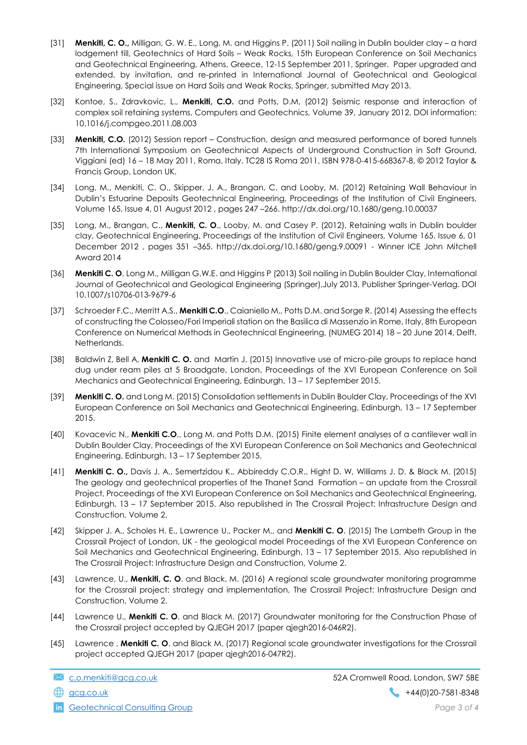[31] **Menkiti, C. O.,** Milligan, G. W. E., Long, M. and Higgins P. (2011) Soil nailing in Dublin boulder clay – a hard lodgement till, Geotechnics of Hard Soils – Weak Rocks, 15th European Conference on Soil Mechanics and Geotechnical Engineering, Athens, Greece, 12-15 September 2011, Springer. Paper upgraded and extended, by invitation, and re-printed in International Journal of Geotechnical and Geological Engineering, Special issue on Hard Soils and Weak Rocks, Springer, submitted May 2013.

[32] Kontoe, S., Zdravkovic, L., **Menkiti, C.O.** and Potts, D.M, (2012) Seismic response and interaction of complex soil retaining systems, Computers and Geotechnics, Volume 39, January 2012. DOI information: 10.1016/j.compgeo.2011.08.003

[33] **Menkiti, C.O.** (2012) Session report – Construction, design and measured performance of bored tunnels 7th International Symposium on Geotechnical Aspects of Underground Construction in Soft Ground, Viggiani (ed) 16 – 18 May 2011, Roma, Italy. TC28 IS Roma 2011, ISBN 978-0-415-668367-8, © 2012 Taylor & Francis Group, London UK.

[34] Long, M., Menkiti, C. O., Skipper, J. A., Brangan, C. and Looby, M. (2012) Retaining Wall Behaviour in Dublin's Estuarine Deposits Geotechnical Engineering, Proceedings of the Institution of Civil Engineers, Volume 165, Issue 4, 01 August 2012 , pages 247 –266. http://dx.doi.org/10.1680/geng.10.00037

[35] Long, M., Brangan, C., **Menkiti, C. O**., Looby, M. and Casey P. (2012), Retaining walls in Dublin boulder clay, Geotechnical Engineering, Proceedings of the Institution of Civil Engineers, Volume 165, Issue 6, 01 December 2012 , pages 351 –365. http://dx.doi.org/10.1680/geng.9.00091 - Winner ICE John Mitchell Award 2014

[36] **Menkiti C. O**, Long M., Milligan G.W.E. and Higgins P (2013) Soil nailing in Dublin Boulder Clay, International Journal of Geotechnical and Geological Engineering (Springer),July 2013, Publisher Springer-Verlag. DOI 10.1007/s10706-013-9679-6

[37] Schroeder F.C., Merritt A.S., **Menkiti C.O**., Caianiello M., Potts D.M. and Sorge R. (2014) Assessing the effects of constructing the Colosseo/Fori Imperiali station on the Basilica di Massenzio in Rome, Italy, 8th European Conference on Numerical Methods in Geotechnical Engineering, (NUMEG 2014) 18 – 20 June 2014, Delft, Netherlands.

[38] Baldwin Z, Bell A, **Menkiti C. O.** and Martin J. (2015) Innovative use of micro-pile groups to replace hand dug under ream piles at 5 Broadgate, London, Proceedings of the XVI European Conference on Soil Mechanics and Geotechnical Engineering, Edinburgh, 13 – 17 September 2015.

[39] **Menkiti C. O.** and Long M. (2015) Consolidation settlements in Dublin Boulder Clay, Proceedings of the XVI European Conference on Soil Mechanics and Geotechnical Engineering, Edinburgh, 13 – 17 September 2015.

[40] Kovacevic N., **Menkiti C.O**., Long M. and Potts D.M. (2015) Finite element analyses of a cantilever wall in Dublin Boulder Clay, Proceedings of the XVI European Conference on Soil Mechanics and Geotechnical Engineering, Edinburgh, 13 – 17 September 2015.

[41] **Menkiti C. O.,** Davis J. A., Semertzidou K., Abbireddy C.O.R., Hight D. W, Williams J. D. & Black M. (2015) The geology and geotechnical properties of the Thanet Sand Formation – an update from the Crossrail Project, Proceedings of the XVI European Conference on Soil Mechanics and Geotechnical Engineering, Edinburgh, 13 – 17 September 2015. Also republished in The Crossrail Project: Infrastructure Design and Construction, Volume 2.

[42] Skipper J. A., Scholes H. E., Lawrence U., Packer M., and **Menkiti C. O**. (2015) The Lambeth Group in the Crossrail Project of London, UK - the geological model Proceedings of the XVI European Conference on Soil Mechanics and Geotechnical Engineering, Edinburgh, 13 – 17 September 2015. Also republished in The Crossrail Project: Infrastructure Design and Construction, Volume 2.

[43] Lawrence, U., **Menkiti, C. O**. and Black, M. (2016) A regional scale groundwater monitoring programme for the Crossrail project: strategy and implementation, The Crossrail Project: Infrastructure Design and Construction, Volume 2.

[44] Lawrence U., **Menkiti C. O**. and Black M. (2017) Groundwater monitoring for the Construction Phase of the Crossrail project accepted by QJEGH 2017 (paper qjegh2016-046R2).

[45] Lawrence , **Menkiti C. O**. and Black M. (2017) Regional scale groundwater investigations for the Crossrail project accepted QJEGH 2017 (paper qjegh2016-047R2).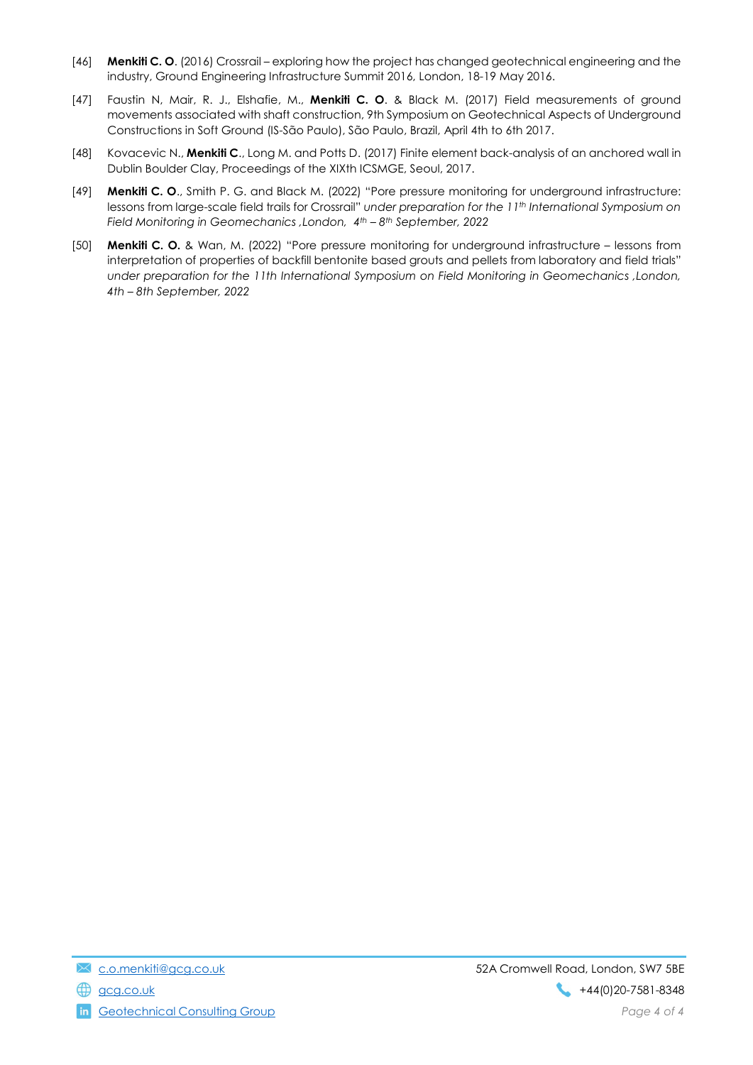[46] **Menkiti C. O**. (2016) Crossrail – exploring how the project has changed geotechnical engineering and the industry, Ground Engineering Infrastructure Summit 2016, London, 18-19 May 2016.

[47] Faustin N, Mair, R. J., Elshafie, M., **Menkiti C. O**. & Black M. (2017) Field measurements of ground movements associated with shaft construction, 9th Symposium on Geotechnical Aspects of Underground Constructions in Soft Ground (IS-São Paulo), São Paulo, Brazil, April 4th to 6th 2017.

[48] Kovacevic N., **Menkiti C**., Long M. and Potts D. (2017) Finite element back-analysis of an anchored wall in Dublin Boulder Clay, Proceedings of the XIXth ICSMGE, Seoul, 2017.

[49] **Menkiti C. O**., Smith P. G. and Black M. (2022) "Pore pressure monitoring for underground infrastructure: lessons from large-scale field trails for Crossrail" *under preparation for the 11th International Symposium on Field Monitoring in Geomechanics ,London, 4th – 8th September, 2022*

[50] **Menkiti C. O.** & Wan, M. (2022) "Pore pressure monitoring for underground infrastructure – lessons from interpretation of properties of backfill bentonite based grouts and pellets from laboratory and field trials" *under preparation for the 11th International Symposium on Field Monitoring in Geomechanics ,London, 4th – 8th September, 2022*

c.o.menkiti@gcg.co.uk

gcg.co.uk

Geotechnical Consulting Group

52A Cromwell Road, London, SW7 5BE

+44(0)20-7581-8348